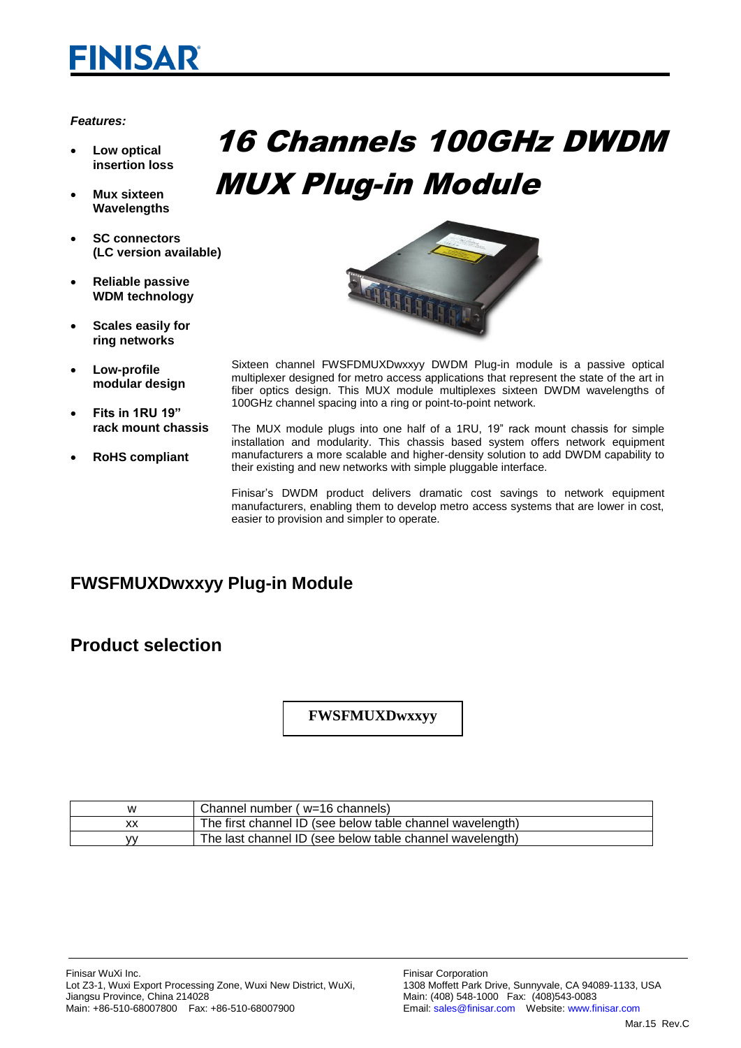FINISAR

# 16 Channels 100GHz DWDM MUX Plug-in Module

*Features:*

- **Low optical insertion loss**
- **Mux sixteen Wavelengths**
- **SC connectors (LC version available)**
- **Reliable passive WDM technology**
- **Scales easily for ring networks**
- **Low-profile modular design**
- **Fits in 1RU 19" rack mount chassis**
- **RoHS compliant**

Sixteen channel FWSFDMUXDwxxyy DWDM Plug-in module is a passive optical multiplexer designed for metro access applications that represent the state of the art in fiber optics design. This MUX module multiplexes sixteen DWDM wavelengths of 100GHz channel spacing into a ring or point-to-point network.

The MUX module plugs into one half of a 1RU, 19" rack mount chassis for simple installation and modularity. This chassis based system offers network equipment manufacturers a more scalable and higher-density solution to add DWDM capability to their existing and new networks with simple pluggable interface.

Finisar's DWDM product delivers dramatic cost savings to network equipment manufacturers, enabling them to develop metro access systems that are lower in cost, easier to provision and simpler to operate.

## FWSFMUXDwxxyy Plug-in Module

## Product selection

**FWSFMUXDwxxyy**

| | |
|---|---|
| w | Channel number ( w=16 channels) |
| xx | The first channel ID (see below table channel wavelength) |
| yy | The last channel ID (see below table channel wavelength) |

Finisar WuXi Inc.
Lot Z3-1, Wuxi Export Processing Zone, Wuxi New District, WuXi, Jiangsu Province, China 214028
Main: +86-510-68007800 Fax: +86-510-68007900

Finisar Corporation
1308 Moffett Park Drive, Sunnyvale, CA 94089-1133, USA
Main: (408) 548-1000 Fax: (408)543-0083
Email: sales@finisar.com Website: www.finisar.com

Mar.15 Rev.C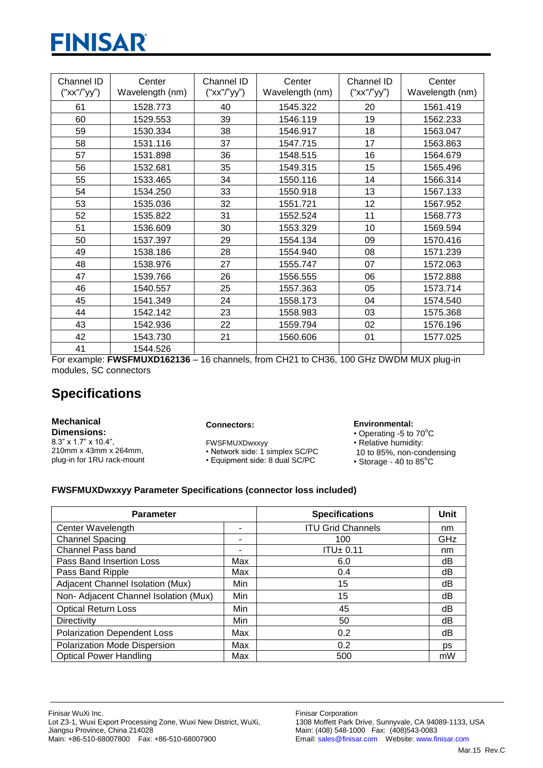| Channel ID ("xx"/"yy") | Center Wavelength (nm) | Channel ID ("xx"/"yy") | Center Wavelength (nm) | Channel ID ("xx"/"yy") | Center Wavelength (nm) |
|---|---|---|---|---|---|
| 61 | 1528.773 | 40 | 1545.322 | 20 | 1561.419 |
| 60 | 1529.553 | 39 | 1546.119 | 19 | 1562.233 |
| 59 | 1530.334 | 38 | 1546.917 | 18 | 1563.047 |
| 58 | 1531.116 | 37 | 1547.715 | 17 | 1563.863 |
| 57 | 1531.898 | 36 | 1548.515 | 16 | 1564.679 |
| 56 | 1532.681 | 35 | 1549.315 | 15 | 1565.496 |
| 55 | 1533.465 | 34 | 1550.116 | 14 | 1566.314 |
| 54 | 1534.250 | 33 | 1550.918 | 13 | 1567.133 |
| 53 | 1535.036 | 32 | 1551.721 | 12 | 1567.952 |
| 52 | 1535.822 | 31 | 1552.524 | 11 | 1568.773 |
| 51 | 1536.609 | 30 | 1553.329 | 10 | 1569.594 |
| 50 | 1537.397 | 29 | 1554.134 | 09 | 1570.416 |
| 49 | 1538.186 | 28 | 1554.940 | 08 | 1571.239 |
| 48 | 1538.976 | 27 | 1555.747 | 07 | 1572.063 |
| 47 | 1539.766 | 26 | 1556.555 | 06 | 1572.888 |
| 46 | 1540.557 | 25 | 1557.363 | 05 | 1573.714 |
| 45 | 1541.349 | 24 | 1558.173 | 04 | 1574.540 |
| 44 | 1542.142 | 23 | 1558.983 | 03 | 1575.368 |
| 43 | 1542.936 | 22 | 1559.794 | 02 | 1576.196 |
| 42 | 1543.730 | 21 | 1560.606 | 01 | 1577.025 |
| 41 | 1544.526 | | | | |

For example: **FWSFMUXD162136** – 16 channels, from CH21 to CH36, 100 GHz DWDM MUX plug-in modules, SC connectors

## Specifications

**Mechanical Dimensions:**
8.3" x 1.7" x 10.4",
210mm x 43mm x 264mm,
plug-in for 1RU rack-mount

**Connectors:**

FWSFMUXDwxxyy
- Network side: 1 simplex SC/PC
- Equipment side: 8 dual SC/PC

**Environmental:**
- Operating -5 to 70°C
- Relative humidity: 10 to 85%, non-condensing
- Storage - 40 to 85°C

**FWSFMUXDwxxyy Parameter Specifications (connector loss included)**

| Parameter | | Specifications | Unit |
|---|---|---|---|
| Center Wavelength | - | ITU Grid Channels | nm |
| Channel Spacing | - | 100 | GHz |
| Channel Pass band | - | ITU± 0.11 | nm |
| Pass Band Insertion Loss | Max | 6.0 | dB |
| Pass Band Ripple | Max | 0.4 | dB |
| Adjacent Channel Isolation (Mux) | Min | 15 | dB |
| Non- Adjacent Channel Isolation (Mux) | Min | 15 | dB |
| Optical Return Loss | Min | 45 | dB |
| Directivity | Min | 50 | dB |
| Polarization Dependent Loss | Max | 0.2 | dB |
| Polarization Mode Dispersion | Max | 0.2 | ps |
| Optical Power Handling | Max | 500 | mW |

Finisar WuXi Inc.
Lot Z3-1, Wuxi Export Processing Zone, Wuxi New District, WuXi, Jiangsu Province, China 214028
Main: +86-510-68007800 Fax: +86-510-68007900

Finisar Corporation
1308 Moffett Park Drive, Sunnyvale, CA 94089-1133, USA
Main: (408) 548-1000 Fax: (408)543-0083
Email: sales@finisar.com Website: www.finisar.com

Mar.15 Rev.C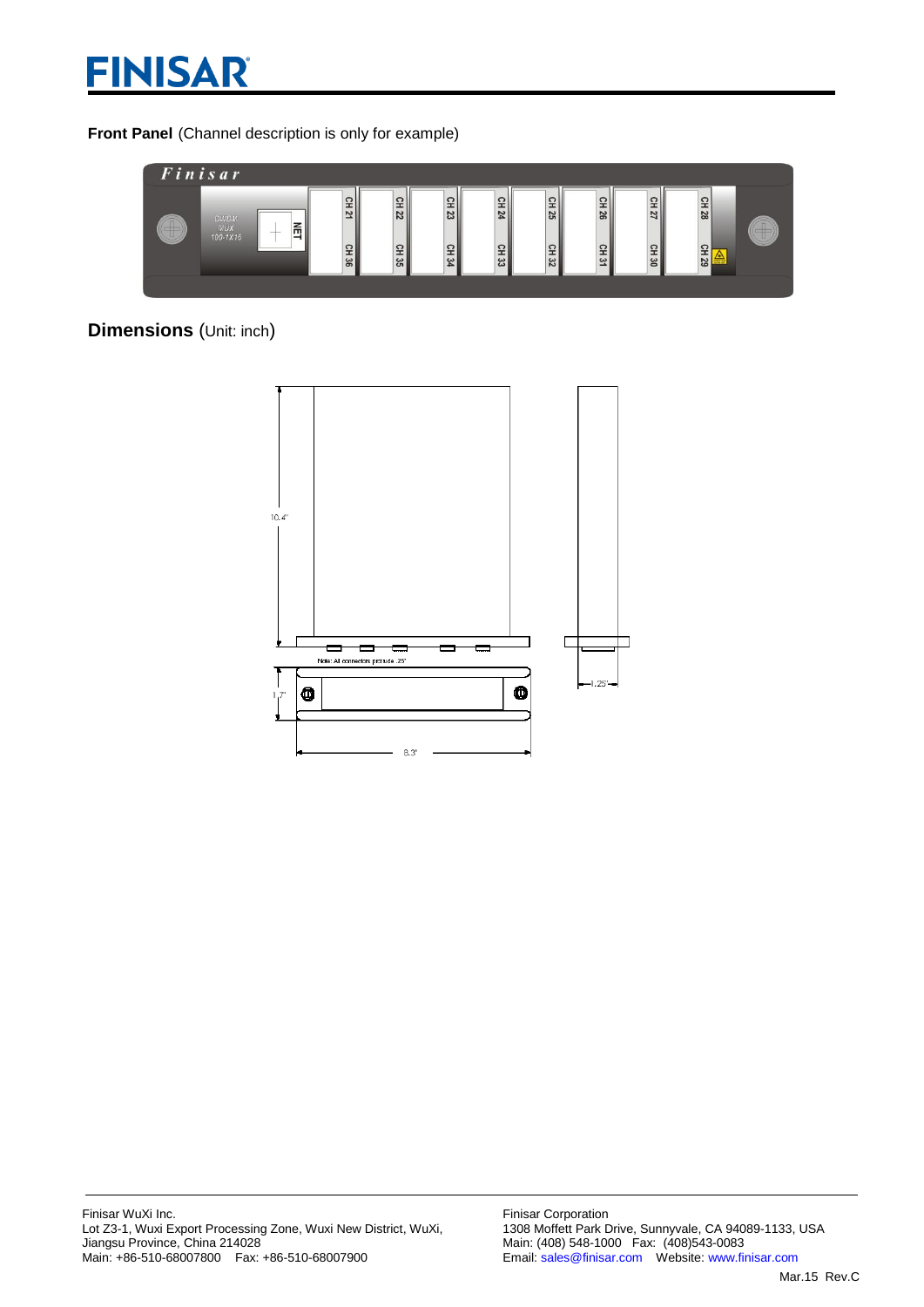**Front Panel** (Channel description is only for example)

Finisar

DWDM MUX 100-1X16

NET

CH 21 CH 36 CH 22 CH 35 CH 23 CH 34 CH 24 CH 33 CH 25 CH 32 CH 26 CH 31 CH 27 CH 30 CH 28 CH 29

## Dimensions (Unit: inch)

10.4"

Note: All connectors protrude .25"

1.7"

8.3"

1.25"

Finisar WuXi Inc.
Lot Z3-1, Wuxi Export Processing Zone, Wuxi New District, WuXi, Jiangsu Province, China 214028
Main: +86-510-68007800 Fax: +86-510-68007900

Finisar Corporation
1308 Moffett Park Drive, Sunnyvale, CA 94089-1133, USA
Main: (408) 548-1000 Fax: (408)543-0083
Email: sales@finisar.com Website: www.finisar.com

Mar.15 Rev.C